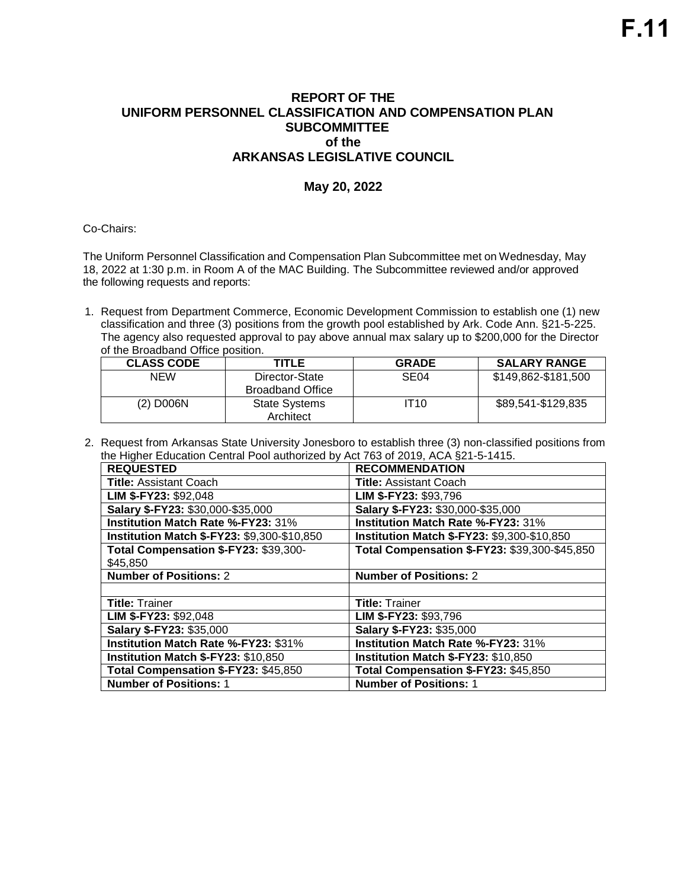F.11

# REPORT OF THE UNIFORM PERSONNEL CLASSIFICATION AND COMPENSATION PLAN SUBCOMMITTEE of the ARKANSAS LEGISLATIVE COUNCIL

## May 20, 2022

Co-Chairs:

The Uniform Personnel Classification and Compensation Plan Subcommittee met on Wednesday, May 18, 2022 at 1:30 p.m. in Room A of the MAC Building. The Subcommittee reviewed and/or approved the following requests and reports:

1. Request from Department Commerce, Economic Development Commission to establish one (1) new classification and three (3) positions from the growth pool established by Ark. Code Ann. §21-5-225. The agency also requested approval to pay above annual max salary up to $200,000 for the Director of the Broadband Office position.

| CLASS CODE | TITLE | GRADE | SALARY RANGE |
|---|---|---|---|
| NEW | Director-State Broadband Office | SE04 | $149,862-$181,500 |
| (2) D006N | State Systems Architect | IT10 | $89,541-$129,835 |

2. Request from Arkansas State University Jonesboro to establish three (3) non-classified positions from the Higher Education Central Pool authorized by Act 763 of 2019, ACA §21-5-1415.

| REQUESTED | RECOMMENDATION |
|---|---|
| **Title:** Assistant Coach | **Title:** Assistant Coach |
| **LIM $-FY23:** $92,048 | **LIM $-FY23:** $93,796 |
| **Salary $-FY23:** $30,000-$35,000 | **Salary $-FY23:** $30,000-$35,000 |
| **Institution Match Rate %-FY23:** 31% | **Institution Match Rate %-FY23:** 31% |
| **Institution Match $-FY23:** $9,300-$10,850 | **Institution Match $-FY23:** $9,300-$10,850 |
| **Total Compensation $-FY23:** $39,300-$45,850 | **Total Compensation $-FY23:** $39,300-$45,850 |
| **Number of Positions:** 2 | **Number of Positions:** 2 |
| | |
| **Title:** Trainer | **Title:** Trainer |
| **LIM $-FY23:** $92,048 | **LIM $-FY23:** $93,796 |
| **Salary $-FY23:** $35,000 | **Salary $-FY23:** $35,000 |
| **Institution Match Rate %-FY23:** $31% | **Institution Match Rate %-FY23:** 31% |
| **Institution Match $-FY23:** $10,850 | **Institution Match $-FY23:** $10,850 |
| **Total Compensation $-FY23:** $45,850 | **Total Compensation $-FY23:** $45,850 |
| **Number of Positions:** 1 | **Number of Positions:** 1 |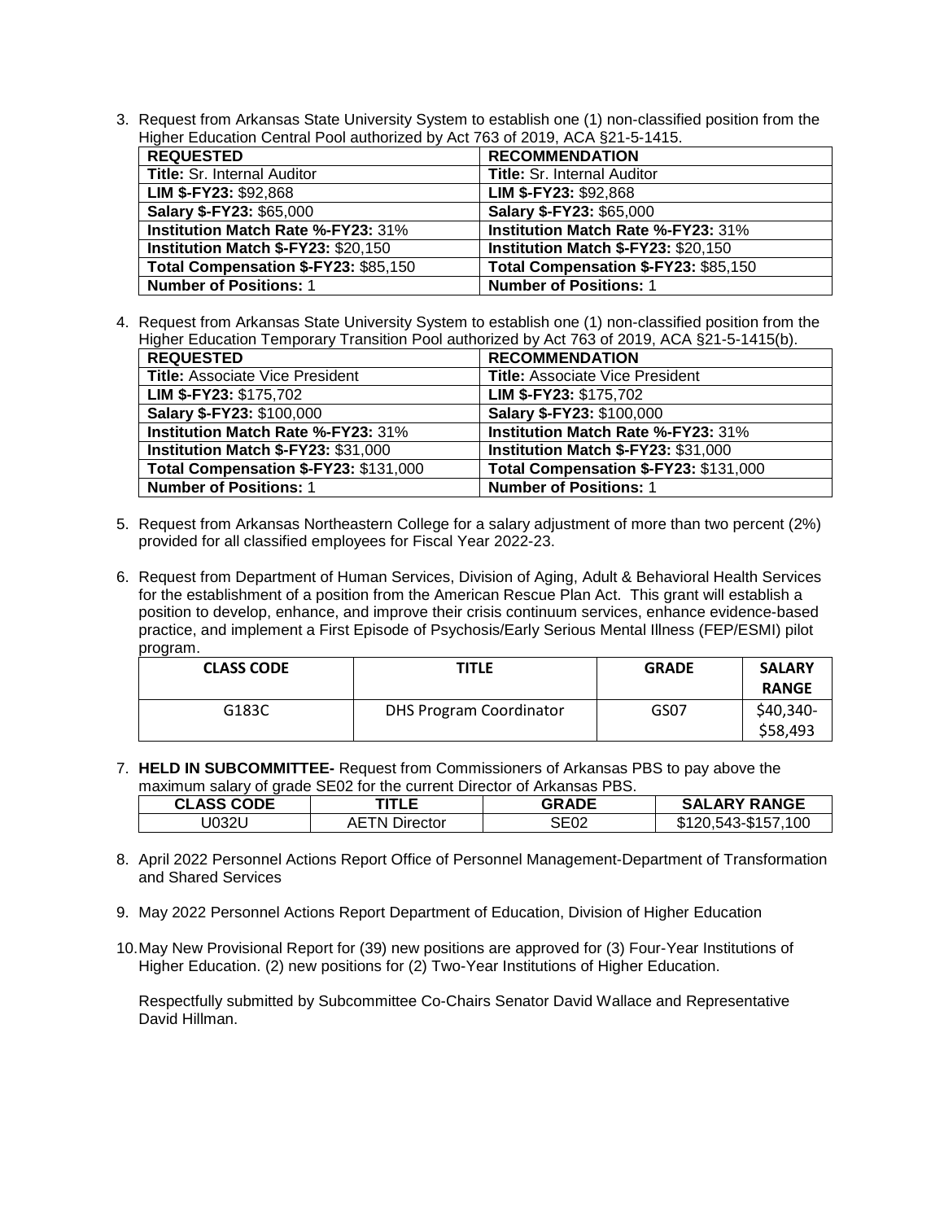3. Request from Arkansas State University System to establish one (1) non-classified position from the Higher Education Central Pool authorized by Act 763 of 2019, ACA §21-5-1415.

| **REQUESTED** | **RECOMMENDATION** |
|---|---|
| **Title:** Sr. Internal Auditor | **Title:** Sr. Internal Auditor |
| **LIM $-FY23:** $92,868 | **LIM $-FY23:** $92,868 |
| **Salary $-FY23:** $65,000 | **Salary $-FY23:** $65,000 |
| **Institution Match Rate %-FY23:** 31% | **Institution Match Rate %-FY23:** 31% |
| **Institution Match $-FY23:** $20,150 | **Institution Match $-FY23:** $20,150 |
| **Total Compensation $-FY23:** $85,150 | **Total Compensation $-FY23:** $85,150 |
| **Number of Positions:** 1 | **Number of Positions:** 1 |

4. Request from Arkansas State University System to establish one (1) non-classified position from the Higher Education Temporary Transition Pool authorized by Act 763 of 2019, ACA §21-5-1415(b).

| **REQUESTED** | **RECOMMENDATION** |
|---|---|
| **Title:** Associate Vice President | **Title:** Associate Vice President |
| **LIM $-FY23:** $175,702 | **LIM $-FY23:** $175,702 |
| **Salary $-FY23:** $100,000 | **Salary $-FY23:** $100,000 |
| **Institution Match Rate %-FY23:** 31% | **Institution Match Rate %-FY23:** 31% |
| **Institution Match $-FY23:** $31,000 | **Institution Match $-FY23:** $31,000 |
| **Total Compensation $-FY23:** $131,000 | **Total Compensation $-FY23:** $131,000 |
| **Number of Positions:** 1 | **Number of Positions:** 1 |

5. Request from Arkansas Northeastern College for a salary adjustment of more than two percent (2%) provided for all classified employees for Fiscal Year 2022-23.

6. Request from Department of Human Services, Division of Aging, Adult & Behavioral Health Services for the establishment of a position from the American Rescue Plan Act. This grant will establish a position to develop, enhance, and improve their crisis continuum services, enhance evidence-based practice, and implement a First Episode of Psychosis/Early Serious Mental Illness (FEP/ESMI) pilot program.

| **CLASS CODE** | **TITLE** | **GRADE** | **SALARY RANGE** |
|---|---|---|---|
| G183C | DHS Program Coordinator | GS07 | $40,340-$58,493 |

7. **HELD IN SUBCOMMITTEE-** Request from Commissioners of Arkansas PBS to pay above the maximum salary of grade SE02 for the current Director of Arkansas PBS.

| **CLASS CODE** | **TITLE** | **GRADE** | **SALARY RANGE** |
|---|---|---|---|
| U032U | AETN Director | SE02 | $120,543-$157,100 |

8. April 2022 Personnel Actions Report Office of Personnel Management-Department of Transformation and Shared Services

9. May 2022 Personnel Actions Report Department of Education, Division of Higher Education

10. May New Provisional Report for (39) new positions are approved for (3) Four-Year Institutions of Higher Education. (2) new positions for (2) Two-Year Institutions of Higher Education.

Respectfully submitted by Subcommittee Co-Chairs Senator David Wallace and Representative David Hillman.